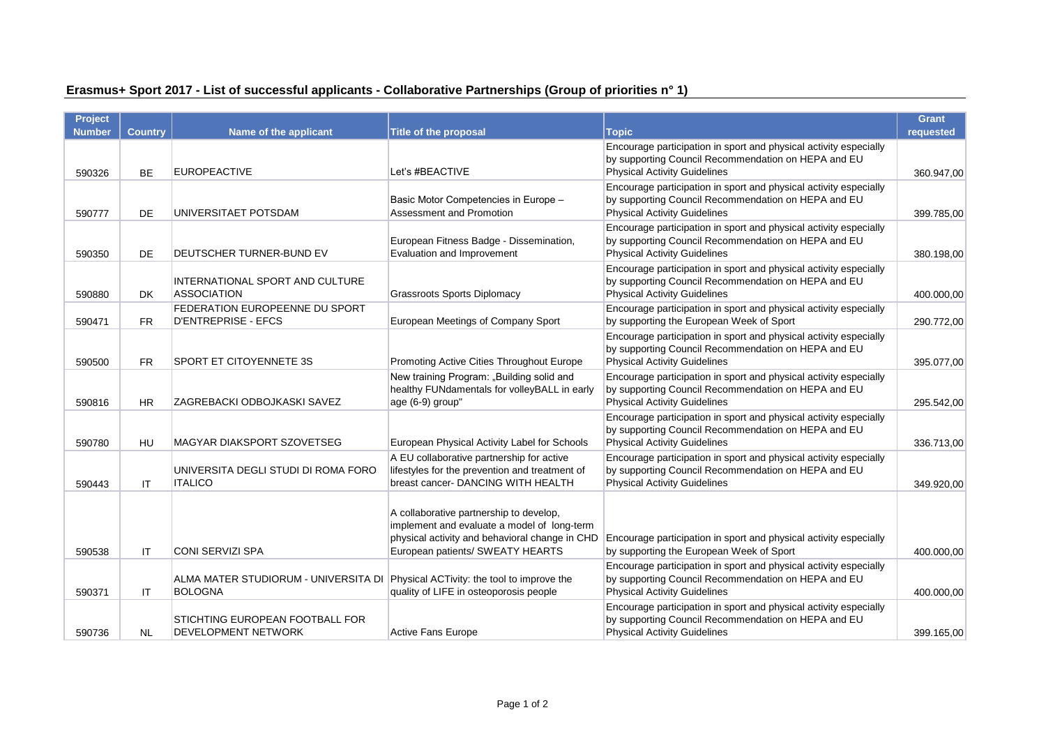## Erasmus+ Sport 2017 - List of successful applicants - Collaborative Partnerships (Group of priorities n° 1)

| Project Number | Country | Name of the applicant | Title of the proposal | Topic | Grant requested |
|---|---|---|---|---|---|
| 590326 | BE | EUROPEACTIVE | Let's #BEACTIVE | Encourage participation in sport and physical activity especially by supporting Council Recommendation on HEPA and EU Physical Activity Guidelines | 360.947,00 |
| 590777 | DE | UNIVERSITAET POTSDAM | Basic Motor Competencies in Europe – Assessment and Promotion | Encourage participation in sport and physical activity especially by supporting Council Recommendation on HEPA and EU Physical Activity Guidelines | 399.785,00 |
| 590350 | DE | DEUTSCHER TURNER-BUND EV | European Fitness Badge - Dissemination, Evaluation and Improvement | Encourage participation in sport and physical activity especially by supporting Council Recommendation on HEPA and EU Physical Activity Guidelines | 380.198,00 |
| 590880 | DK | INTERNATIONAL SPORT AND CULTURE ASSOCIATION | Grassroots Sports Diplomacy | Encourage participation in sport and physical activity especially by supporting Council Recommendation on HEPA and EU Physical Activity Guidelines | 400.000,00 |
| 590471 | FR | FEDERATION EUROPEENNE DU SPORT D'ENTREPRISE - EFCS | European Meetings of Company Sport | Encourage participation in sport and physical activity especially by supporting the European Week of Sport | 290.772,00 |
| 590500 | FR | SPORT ET CITOYENNETE 3S | Promoting Active Cities Throughout Europe | Encourage participation in sport and physical activity especially by supporting Council Recommendation on HEPA and EU Physical Activity Guidelines | 395.077,00 |
| 590816 | HR | ZAGREBACKI ODBOJKASKI SAVEZ | New training Program: „Building solid and healthy FUNdamentals for volleyBALL in early age (6-9) group" | Encourage participation in sport and physical activity especially by supporting Council Recommendation on HEPA and EU Physical Activity Guidelines | 295.542,00 |
| 590780 | HU | MAGYAR DIAKSPORT SZOVETSEG | European Physical Activity Label for Schools | Encourage participation in sport and physical activity especially by supporting Council Recommendation on HEPA and EU Physical Activity Guidelines | 336.713,00 |
| 590443 | IT | UNIVERSITA DEGLI STUDI DI ROMA FORO ITALICO | A EU collaborative partnership for active lifestyles for the prevention and treatment of breast cancer- DANCING WITH HEALTH | Encourage participation in sport and physical activity especially by supporting Council Recommendation on HEPA and EU Physical Activity Guidelines | 349.920,00 |
| 590538 | IT | CONI SERVIZI SPA | A collaborative partnership to develop, implement and evaluate a model of long-term physical activity and behavioral change in CHD European patients/ SWEATY HEARTS | Encourage participation in sport and physical activity especially by supporting the European Week of Sport | 400.000,00 |
| 590371 | IT | ALMA MATER STUDIORUM - UNIVERSITA DI BOLOGNA | Physical ACTivity: the tool to improve the quality of LIFE in osteoporosis people | Encourage participation in sport and physical activity especially by supporting Council Recommendation on HEPA and EU Physical Activity Guidelines | 400.000,00 |
| 590736 | NL | STICHTING EUROPEAN FOOTBALL FOR DEVELOPMENT NETWORK | Active Fans Europe | Encourage participation in sport and physical activity especially by supporting Council Recommendation on HEPA and EU Physical Activity Guidelines | 399.165,00 |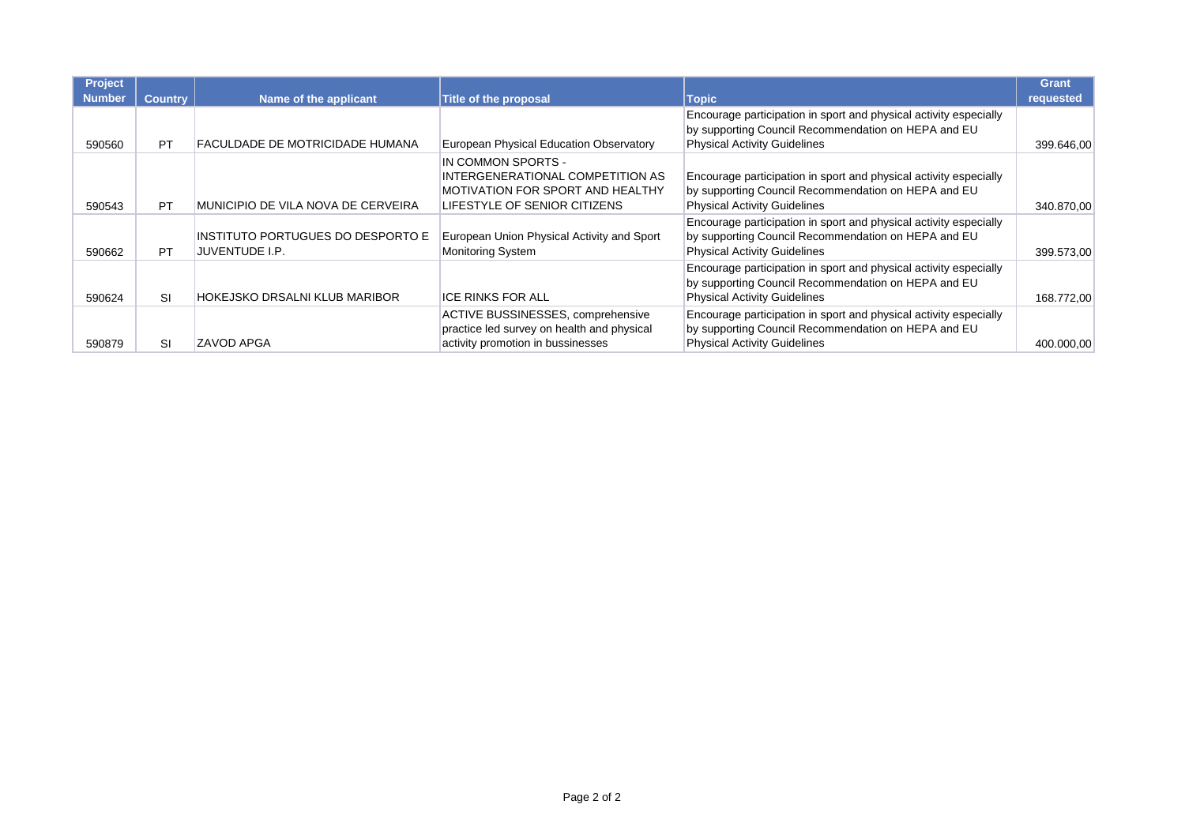| Project Number | Country | Name of the applicant | Title of the proposal | Topic | Grant requested |
|---|---|---|---|---|---|
| 590560 | PT | FACULDADE DE MOTRICIDADE HUMANA | European Physical Education Observatory | Encourage participation in sport and physical activity especially by supporting Council Recommendation on HEPA and EU Physical Activity Guidelines | 399.646,00 |
| 590543 | PT | MUNICIPIO DE VILA NOVA DE CERVEIRA | IN COMMON SPORTS - INTERGENERATIONAL COMPETITION AS MOTIVATION FOR SPORT AND HEALTHY LIFESTYLE OF SENIOR CITIZENS | Encourage participation in sport and physical activity especially by supporting Council Recommendation on HEPA and EU Physical Activity Guidelines | 340.870,00 |
| 590662 | PT | INSTITUTO PORTUGUES DO DESPORTO E JUVENTUDE I.P. | European Union Physical Activity and Sport Monitoring System | Encourage participation in sport and physical activity especially by supporting Council Recommendation on HEPA and EU Physical Activity Guidelines | 399.573,00 |
| 590624 | SI | HOKEJSKO DRSALNI KLUB MARIBOR | ICE RINKS FOR ALL | Encourage participation in sport and physical activity especially by supporting Council Recommendation on HEPA and EU Physical Activity Guidelines | 168.772,00 |
| 590879 | SI | ZAVOD APGA | ACTIVE BUSSINESSES, comprehensive practice led survey on health and physical activity promotion in bussinesses | Encourage participation in sport and physical activity especially by supporting Council Recommendation on HEPA and EU Physical Activity Guidelines | 400.000,00 |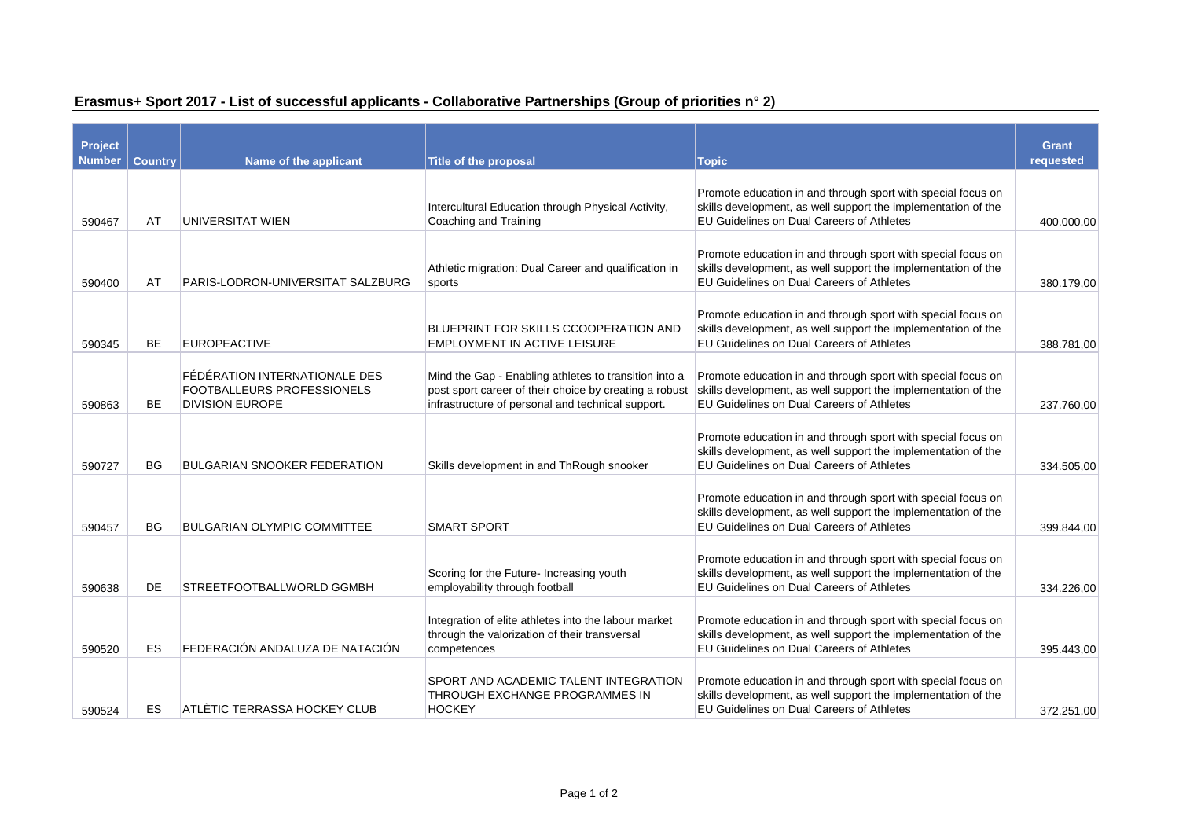## Erasmus+ Sport 2017 - List of successful applicants - Collaborative Partnerships (Group of priorities n° 2)

| Project Number | Country | Name of the applicant | Title of the proposal | Topic | Grant requested |
|---|---|---|---|---|---|
| 590467 | AT | UNIVERSITAT WIEN | Intercultural Education through Physical Activity, Coaching and Training | Promote education in and through sport with special focus on skills development, as well support the implementation of the EU Guidelines on Dual Careers of Athletes | 400.000,00 |
| 590400 | AT | PARIS-LODRON-UNIVERSITAT SALZBURG | Athletic migration: Dual Career and qualification in sports | Promote education in and through sport with special focus on skills development, as well support the implementation of the EU Guidelines on Dual Careers of Athletes | 380.179,00 |
| 590345 | BE | EUROPEACTIVE | BLUEPRINT FOR SKILLS CCOOPERATION AND EMPLOYMENT IN ACTIVE LEISURE | Promote education in and through sport with special focus on skills development, as well support the implementation of the EU Guidelines on Dual Careers of Athletes | 388.781,00 |
| 590863 | BE | FÉDÉRATION INTERNATIONALE DES FOOTBALLEURS PROFESSIONELS DIVISION EUROPE | Mind the Gap - Enabling athletes to transition into a post sport career of their choice by creating a robust infrastructure of personal and technical support. | Promote education in and through sport with special focus on skills development, as well support the implementation of the EU Guidelines on Dual Careers of Athletes | 237.760,00 |
| 590727 | BG | BULGARIAN SNOOKER FEDERATION | Skills development in and ThRough snooker | Promote education in and through sport with special focus on skills development, as well support the implementation of the EU Guidelines on Dual Careers of Athletes | 334.505,00 |
| 590457 | BG | BULGARIAN OLYMPIC COMMITTEE | SMART SPORT | Promote education in and through sport with special focus on skills development, as well support the implementation of the EU Guidelines on Dual Careers of Athletes | 399.844,00 |
| 590638 | DE | STREETFOOTBALLWORLD GGMBH | Scoring for the Future- Increasing youth employability through football | Promote education in and through sport with special focus on skills development, as well support the implementation of the EU Guidelines on Dual Careers of Athletes | 334.226,00 |
| 590520 | ES | FEDERACIÓN ANDALUZA DE NATACIÓN | Integration of elite athletes into the labour market through the valorization of their transversal competences | Promote education in and through sport with special focus on skills development, as well support the implementation of the EU Guidelines on Dual Careers of Athletes | 395.443,00 |
| 590524 | ES | ATLÈTIC TERRASSA HOCKEY CLUB | SPORT AND ACADEMIC TALENT INTEGRATION THROUGH EXCHANGE PROGRAMMES IN HOCKEY | Promote education in and through sport with special focus on skills development, as well support the implementation of the EU Guidelines on Dual Careers of Athletes | 372.251,00 |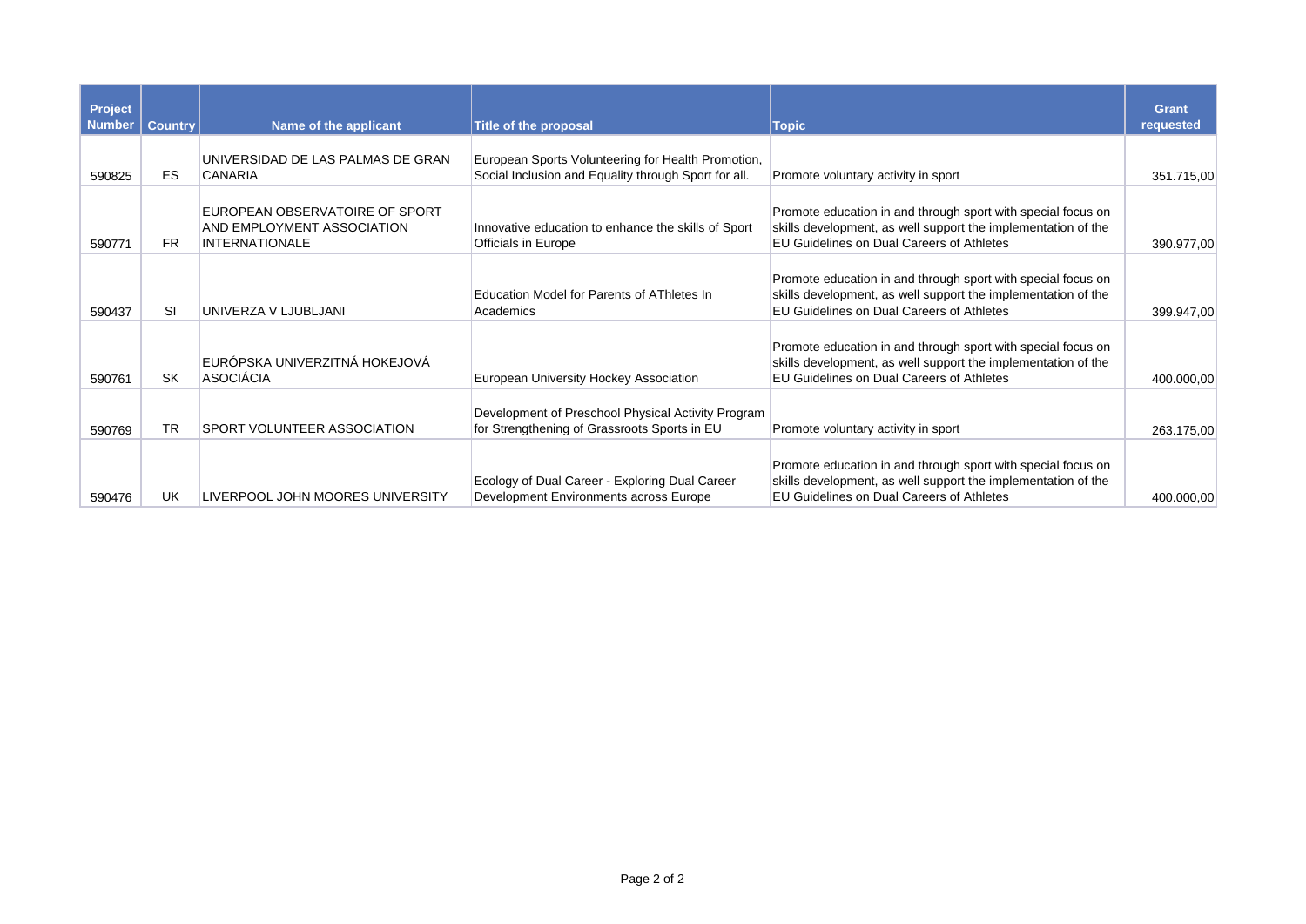| Project Number | Country | Name of the applicant | Title of the proposal | Topic | Grant requested |
|---|---|---|---|---|---|
| 590825 | ES | UNIVERSIDAD DE LAS PALMAS DE GRAN CANARIA | European Sports Volunteering for Health Promotion, Social Inclusion and Equality through Sport for all. | Promote voluntary activity in sport | 351.715,00 |
| 590771 | FR | EUROPEAN OBSERVATOIRE OF SPORT AND EMPLOYMENT ASSOCIATION INTERNATIONALE | Innovative education to enhance the skills of Sport Officials in Europe | Promote education in and through sport with special focus on skills development, as well support the implementation of the EU Guidelines on Dual Careers of Athletes | 390.977,00 |
| 590437 | SI | UNIVERZA V LJUBLJANI | Education Model for Parents of AThletes In Academics | Promote education in and through sport with special focus on skills development, as well support the implementation of the EU Guidelines on Dual Careers of Athletes | 399.947,00 |
| 590761 | SK | EURÓPSKA UNIVERZITNÁ HOKEJOVÁ ASOCIÁCIA | European University Hockey Association | Promote education in and through sport with special focus on skills development, as well support the implementation of the EU Guidelines on Dual Careers of Athletes | 400.000,00 |
| 590769 | TR | SPORT VOLUNTEER ASSOCIATION | Development of Preschool Physical Activity Program for Strengthening of Grassroots Sports in EU | Promote voluntary activity in sport | 263.175,00 |
| 590476 | UK | LIVERPOOL JOHN MOORES UNIVERSITY | Ecology of Dual Career - Exploring Dual Career Development Environments across Europe | Promote education in and through sport with special focus on skills development, as well support the implementation of the EU Guidelines on Dual Careers of Athletes | 400.000,00 |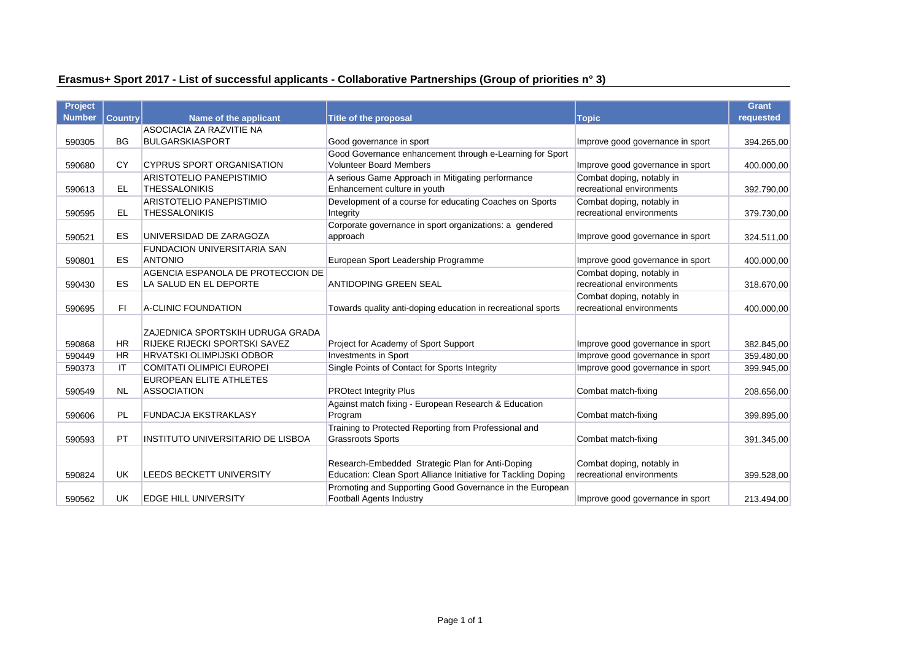## Erasmus+ Sport 2017 - List of successful applicants - Collaborative Partnerships (Group of priorities n° 3)

| Project Number | Country | Name of the applicant | Title of the proposal | Topic | Grant requested |
|---|---|---|---|---|---|
| 590305 | BG | ASOCIACIA ZA RAZVITIE NA BULGARSKIASPORT | Good governance in sport | Improve good governance in sport | 394.265,00 |
| 590680 | CY | CYPRUS SPORT ORGANISATION | Good Governance enhancement through e-Learning for Sport Volunteer Board Members | Improve good governance in sport | 400.000,00 |
| 590613 | EL | ARISTOTELIO PANEPISTIMIO THESSALONIKIS | A serious Game Approach in Mitigating performance Enhancement culture in youth | Combat doping, notably in recreational environments | 392.790,00 |
| 590595 | EL | ARISTOTELIO PANEPISTIMIO THESSALONIKIS | Development of a course for educating Coaches on Sports Integrity | Combat doping, notably in recreational environments | 379.730,00 |
| 590521 | ES | UNIVERSIDAD DE ZARAGOZA | Corporate governance in sport organizations: a gendered approach | Improve good governance in sport | 324.511,00 |
| 590801 | ES | FUNDACION UNIVERSITARIA SAN ANTONIO | European Sport Leadership Programme | Improve good governance in sport | 400.000,00 |
| 590430 | ES | AGENCIA ESPANOLA DE PROTECCION DE LA SALUD EN EL DEPORTE | ANTIDOPING GREEN SEAL | Combat doping, notably in recreational environments | 318.670,00 |
| 590695 | FI | A-CLINIC FOUNDATION | Towards quality anti-doping education in recreational sports | Combat doping, notably in recreational environments | 400.000,00 |
| 590868 | HR | ZAJEDNICA SPORTSKIH UDRUGA GRADA RIJEKE RIJECKI SPORTSKI SAVEZ | Project for Academy of Sport Support | Improve good governance in sport | 382.845,00 |
| 590449 | HR | HRVATSKI OLIMPIJSKI ODBOR | Investments in Sport | Improve good governance in sport | 359.480,00 |
| 590373 | IT | COMITATI OLIMPICI EUROPEI | Single Points of Contact for Sports Integrity | Improve good governance in sport | 399.945,00 |
| 590549 | NL | EUROPEAN ELITE ATHLETES ASSOCIATION | PROtect Integrity Plus | Combat match-fixing | 208.656,00 |
| 590606 | PL | FUNDACJA EKSTRAKLASY | Against match fixing - European Research & Education Program | Combat match-fixing | 399.895,00 |
| 590593 | PT | INSTITUTO UNIVERSITARIO DE LISBOA | Training to Protected Reporting from Professional and Grassroots Sports | Combat match-fixing | 391.345,00 |
| 590824 | UK | LEEDS BECKETT UNIVERSITY | Research-Embedded Strategic Plan for Anti-Doping Education: Clean Sport Alliance Initiative for Tackling Doping | Combat doping, notably in recreational environments | 399.528,00 |
| 590562 | UK | EDGE HILL UNIVERSITY | Promoting and Supporting Good Governance in the European Football Agents Industry | Improve good governance in sport | 213.494,00 |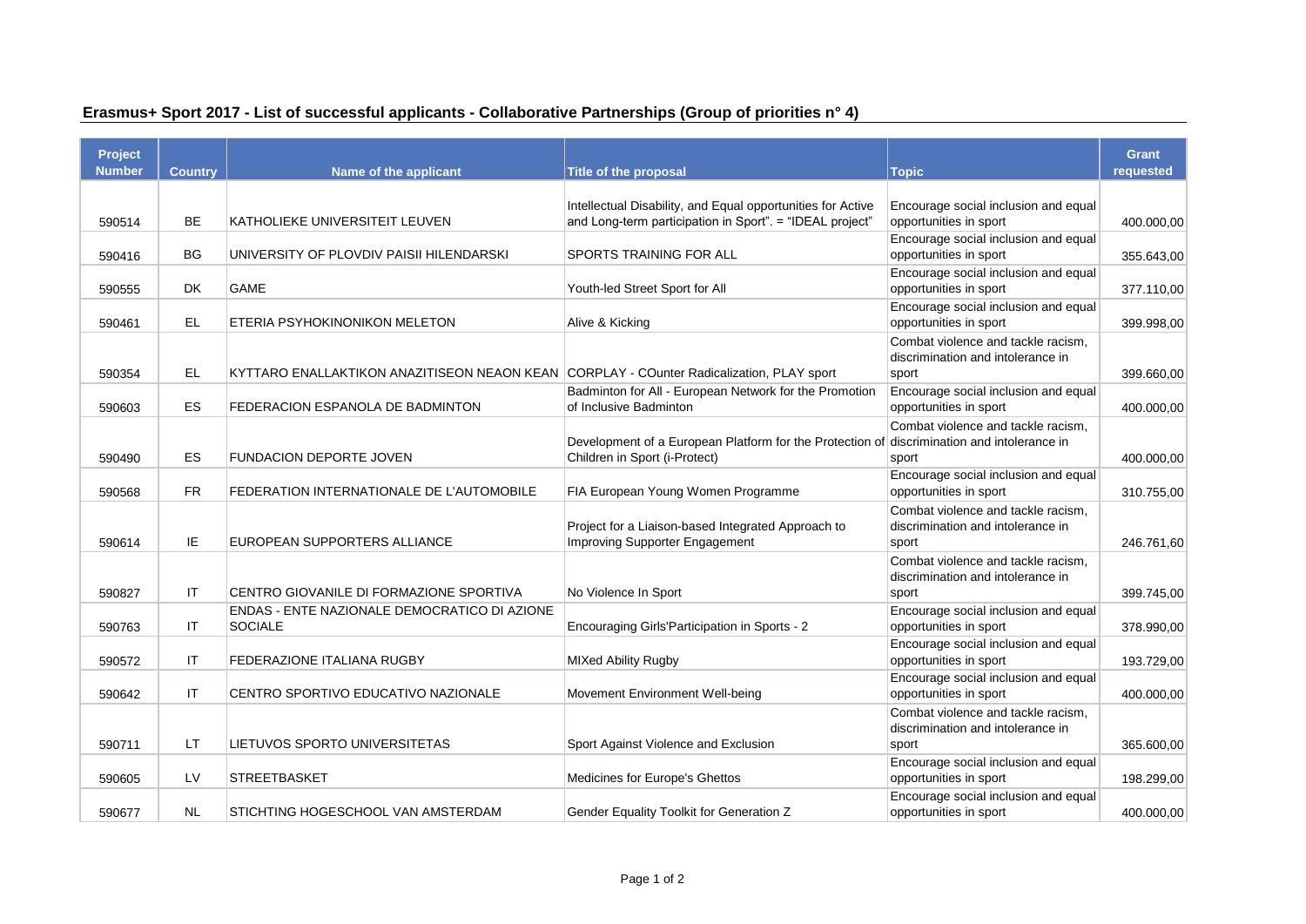## Erasmus+ Sport 2017 - List of successful applicants - Collaborative Partnerships (Group of priorities n° 4)

| Project Number | Country | Name of the applicant | Title of the proposal | Topic | Grant requested |
|---|---|---|---|---|---|
| 590514 | BE | KATHOLIEKE UNIVERSITEIT LEUVEN | Intellectual Disability, and Equal opportunities for Active and Long-term participation in Sport". = "IDEAL project" | Encourage social inclusion and equal opportunities in sport | 400.000,00 |
| 590416 | BG | UNIVERSITY OF PLOVDIV PAISII HILENDARSKI | SPORTS TRAINING FOR ALL | Encourage social inclusion and equal opportunities in sport | 355.643,00 |
| 590555 | DK | GAME | Youth-led Street Sport for All | Encourage social inclusion and equal opportunities in sport | 377.110,00 |
| 590461 | EL | ETERIA PSYHOKINONIKON MELETON | Alive & Kicking | Encourage social inclusion and equal opportunities in sport | 399.998,00 |
| 590354 | EL | KYTTARO ENALLAKTIKON ANAZITISEON NEAON KEAN | CORPLAY - COunter Radicalization, PLAY sport | Combat violence and tackle racism, discrimination and intolerance in sport | 399.660,00 |
| 590603 | ES | FEDERACION ESPANOLA DE BADMINTON | Badminton for All - European Network for the Promotion of Inclusive Badminton | Encourage social inclusion and equal opportunities in sport | 400.000,00 |
| 590490 | ES | FUNDACION DEPORTE JOVEN | Development of a European Platform for the Protection of Children in Sport (i-Protect) | Combat violence and tackle racism, discrimination and intolerance in sport | 400.000,00 |
| 590568 | FR | FEDERATION INTERNATIONALE DE L'AUTOMOBILE | FIA European Young Women Programme | Encourage social inclusion and equal opportunities in sport | 310.755,00 |
| 590614 | IE | EUROPEAN SUPPORTERS ALLIANCE | Project for a Liaison-based Integrated Approach to Improving Supporter Engagement | Combat violence and tackle racism, discrimination and intolerance in sport | 246.761,60 |
| 590827 | IT | CENTRO GIOVANILE DI FORMAZIONE SPORTIVA | No Violence In Sport | Combat violence and tackle racism, discrimination and intolerance in sport | 399.745,00 |
| 590763 | IT | ENDAS - ENTE NAZIONALE DEMOCRATICO DI AZIONE SOCIALE | Encouraging Girls'Participation in Sports - 2 | Encourage social inclusion and equal opportunities in sport | 378.990,00 |
| 590572 | IT | FEDERAZIONE ITALIANA RUGBY | MIXed Ability Rugby | Encourage social inclusion and equal opportunities in sport | 193.729,00 |
| 590642 | IT | CENTRO SPORTIVO EDUCATIVO NAZIONALE | Movement Environment Well-being | Encourage social inclusion and equal opportunities in sport | 400.000,00 |
| 590711 | LT | LIETUVOS SPORTO UNIVERSITETAS | Sport Against Violence and Exclusion | Combat violence and tackle racism, discrimination and intolerance in sport | 365.600,00 |
| 590605 | LV | STREETBASKET | Medicines for Europe's Ghettos | Encourage social inclusion and equal opportunities in sport | 198.299,00 |
| 590677 | NL | STICHTING HOGESCHOOL VAN AMSTERDAM | Gender Equality Toolkit for Generation Z | Encourage social inclusion and equal opportunities in sport | 400.000,00 |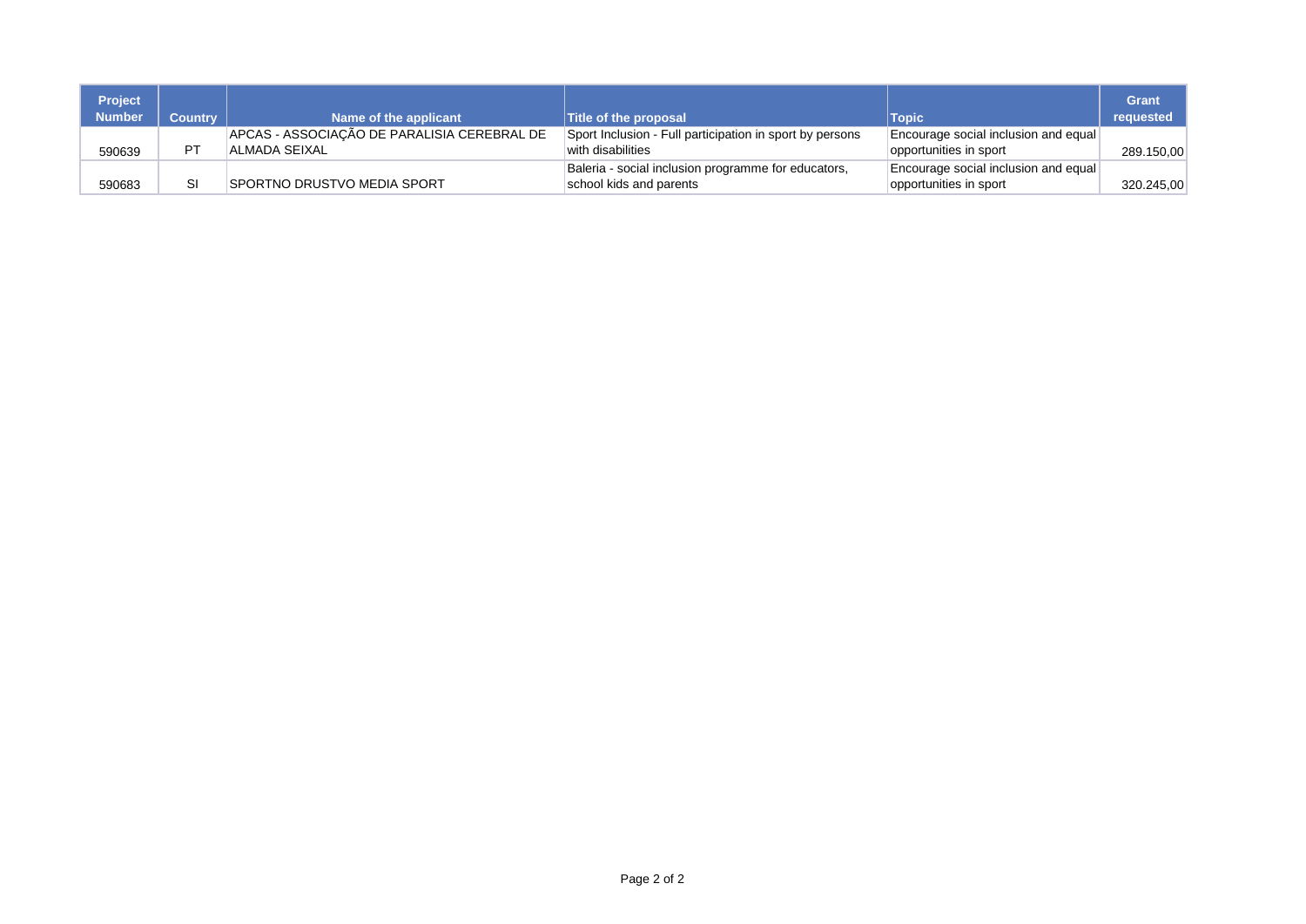| Project Number | Country | Name of the applicant | Title of the proposal | Topic | Grant requested |
|---|---|---|---|---|---|
| 590639 | PT | APCAS - ASSOCIAÇÃO DE PARALISIA CEREBRAL DE ALMADA SEIXAL | Sport Inclusion - Full participation in sport by persons with disabilities | Encourage social inclusion and equal opportunities in sport | 289.150,00 |
| 590683 | SI | SPORTNO DRUSTVO MEDIA SPORT | Baleria - social inclusion programme for educators, school kids and parents | Encourage social inclusion and equal opportunities in sport | 320.245,00 |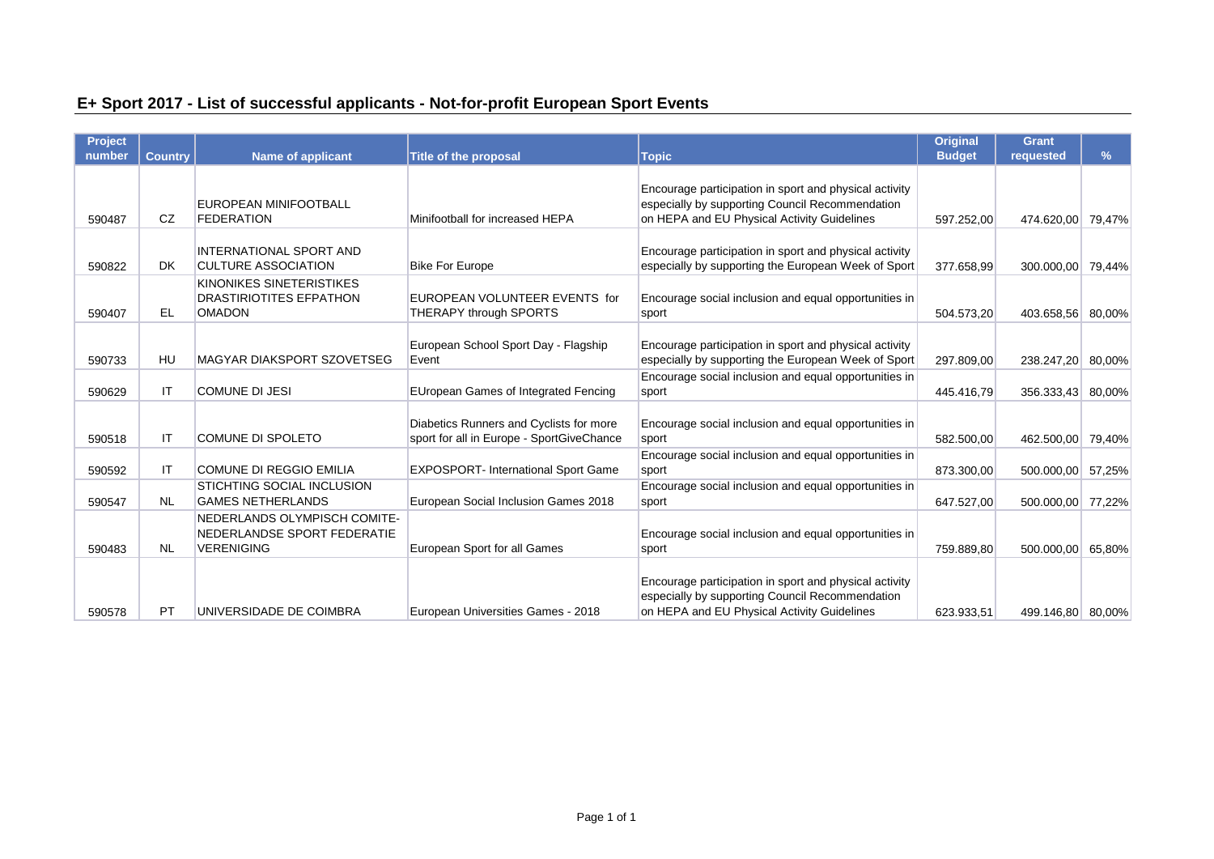## E+ Sport 2017 - List of successful applicants - Not-for-profit European Sport Events

| Project number | Country | Name of applicant | Title of the proposal | Topic | Original Budget | Grant requested | % |
|---|---|---|---|---|---|---|---|
| 590487 | CZ | EUROPEAN MINIFOOTBALL FEDERATION | Minifootball for increased HEPA | Encourage participation in sport and physical activity especially by supporting Council Recommendation on HEPA and EU Physical Activity Guidelines | 597.252,00 | 474.620,00 | 79,47% |
| 590822 | DK | INTERNATIONAL SPORT AND CULTURE ASSOCIATION | Bike For Europe | Encourage participation in sport and physical activity especially by supporting the European Week of Sport | 377.658,99 | 300.000,00 | 79,44% |
| 590407 | EL | KINONIKES SINETERISTIKES DRASTIRIOTITES EFPATHON OMADON | EUROPEAN VOLUNTEER EVENTS for THERAPY through SPORTS | Encourage social inclusion and equal opportunities in sport | 504.573,20 | 403.658,56 | 80,00% |
| 590733 | HU | MAGYAR DIAKSPORT SZOVETSEG | European School Sport Day - Flagship Event | Encourage participation in sport and physical activity especially by supporting the European Week of Sport | 297.809,00 | 238.247,20 | 80,00% |
| 590629 | IT | COMUNE DI JESI | EUropean Games of Integrated Fencing | Encourage social inclusion and equal opportunities in sport | 445.416,79 | 356.333,43 | 80,00% |
| 590518 | IT | COMUNE DI SPOLETO | Diabetics Runners and Cyclists for more sport for all in Europe - SportGiveChance | Encourage social inclusion and equal opportunities in sport | 582.500,00 | 462.500,00 | 79,40% |
| 590592 | IT | COMUNE DI REGGIO EMILIA | EXPOSPORT- International Sport Game | Encourage social inclusion and equal opportunities in sport | 873.300,00 | 500.000,00 | 57,25% |
| 590547 | NL | STICHTING SOCIAL INCLUSION GAMES NETHERLANDS | European Social Inclusion Games 2018 | Encourage social inclusion and equal opportunities in sport | 647.527,00 | 500.000,00 | 77,22% |
| 590483 | NL | NEDERLANDS OLYMPISCH COMITE-NEDERLANDSE SPORT FEDERATIE VERENIGING | European Sport for all Games | Encourage social inclusion and equal opportunities in sport | 759.889,80 | 500.000,00 | 65,80% |
| 590578 | PT | UNIVERSIDADE DE COIMBRA | European Universities Games - 2018 | Encourage participation in sport and physical activity especially by supporting Council Recommendation on HEPA and EU Physical Activity Guidelines | 623.933,51 | 499.146,80 | 80,00% |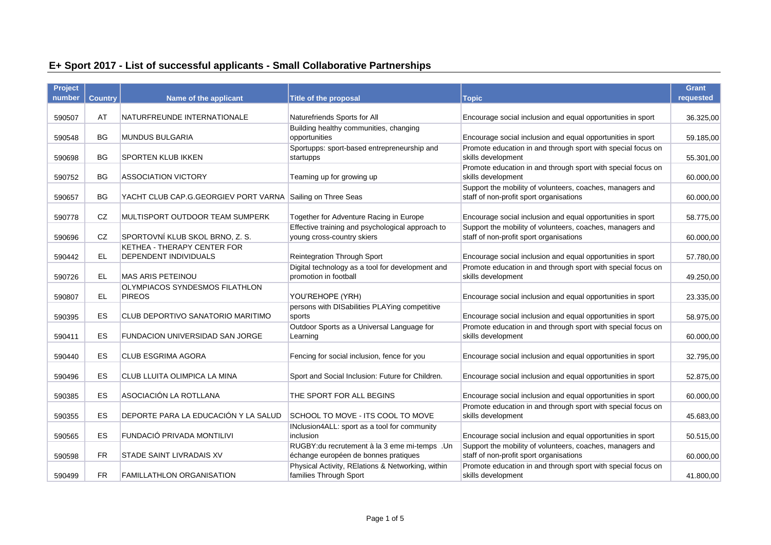# E+ Sport 2017 - List of successful applicants - Small Collaborative Partnerships

| Project number | Country | Name of the applicant | Title of the proposal | Topic | Grant requested |
|---|---|---|---|---|---|
| 590507 | AT | NATURFREUNDE INTERNATIONALE | Naturefriends Sports for All | Encourage social inclusion and equal opportunities in sport | 36.325,00 |
| 590548 | BG | MUNDUS BULGARIA | Building healthy communities, changing opportunities | Encourage social inclusion and equal opportunities in sport | 59.185,00 |
| 590698 | BG | SPORTEN KLUB IKKEN | Sportupps: sport-based entrepreneurship and startupps | Promote education in and through sport with special focus on skills development | 55.301,00 |
| 590752 | BG | ASSOCIATION VICTORY | Teaming up for growing up | Promote education in and through sport with special focus on skills development | 60.000,00 |
| 590657 | BG | YACHT CLUB CAP.G.GEORGIEV PORT VARNA | Sailing on Three Seas | Support the mobility of volunteers, coaches, managers and staff of non-profit sport organisations | 60.000,00 |
| 590778 | CZ | MULTISPORT OUTDOOR TEAM SUMPERK | Together for Adventure Racing in Europe | Encourage social inclusion and equal opportunities in sport | 58.775,00 |
| 590696 | CZ | SPORTOVNÍ KLUB SKOL BRNO, Z. S. | Effective training and psychological approach to young cross-country skiers | Support the mobility of volunteers, coaches, managers and staff of non-profit sport organisations | 60.000,00 |
| 590442 | EL | KETHEA - THERAPY CENTER FOR DEPENDENT INDIVIDUALS | Reintegration Through Sport | Encourage social inclusion and equal opportunities in sport | 57.780,00 |
| 590726 | EL | MAS ARIS PETEINOU | Digital technology as a tool for development and promotion in football | Promote education in and through sport with special focus on skills development | 49.250,00 |
| 590807 | EL | OLYMPIACOS SYNDESMOS FILATHLON PIREOS | YOU'REHOPE (YRH) | Encourage social inclusion and equal opportunities in sport | 23.335,00 |
| 590395 | ES | CLUB DEPORTIVO SANATORIO MARITIMO | persons with DISabilities PLAYing competitive sports | Encourage social inclusion and equal opportunities in sport | 58.975,00 |
| 590411 | ES | FUNDACION UNIVERSIDAD SAN JORGE | Outdoor Sports as a Universal Language for Learning | Promote education in and through sport with special focus on skills development | 60.000,00 |
| 590440 | ES | CLUB ESGRIMA AGORA | Fencing for social inclusion, fence for you | Encourage social inclusion and equal opportunities in sport | 32.795,00 |
| 590496 | ES | CLUB LLUITA OLIMPICA LA MINA | Sport and Social Inclusion: Future for Children. | Encourage social inclusion and equal opportunities in sport | 52.875,00 |
| 590385 | ES | ASOCIACIÓN LA ROTLLANA | THE SPORT FOR ALL BEGINS | Encourage social inclusion and equal opportunities in sport | 60.000,00 |
| 590355 | ES | DEPORTE PARA LA EDUCACIÓN Y LA SALUD | SCHOOL TO MOVE - ITS COOL TO MOVE | Promote education in and through sport with special focus on skills development | 45.683,00 |
| 590565 | ES | FUNDACIÓ PRIVADA MONTILIVI | INclusion4ALL: sport as a tool for community inclusion | Encourage social inclusion and equal opportunities in sport | 50.515,00 |
| 590598 | FR | STADE SAINT LIVRADAIS XV | RUGBY:du recrutement à la 3 eme mi-temps .Un échange européen de bonnes pratiques | Support the mobility of volunteers, coaches, managers and staff of non-profit sport organisations | 60.000,00 |
| 590499 | FR | FAMILLATHLON ORGANISATION | Physical Activity, RElations & Networking, within families Through Sport | Promote education in and through sport with special focus on skills development | 41.800,00 |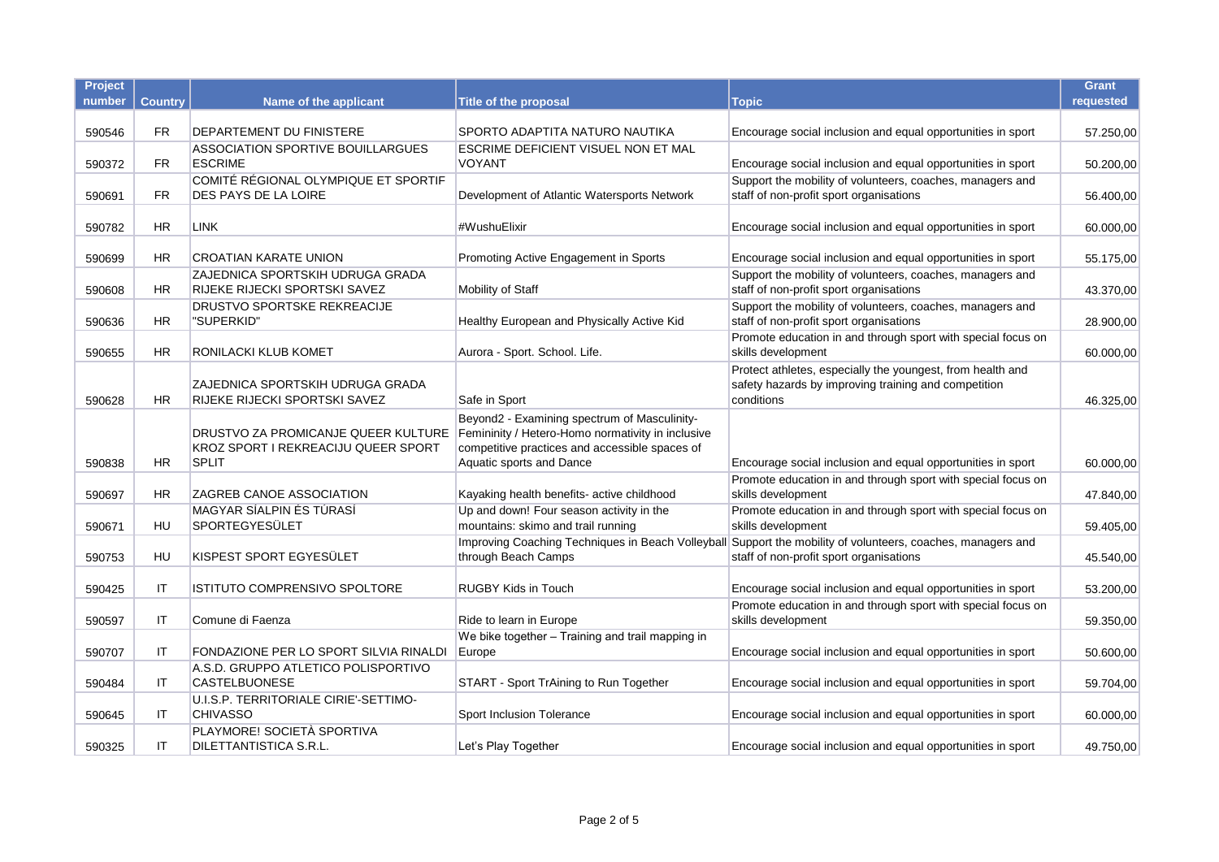| Project number | Country | Name of the applicant | Title of the proposal | Topic | Grant requested |
|---|---|---|---|---|---|
| 590546 | FR | DEPARTEMENT DU FINISTERE | SPORTO ADAPTITA NATURO NAUTIKA | Encourage social inclusion and equal opportunities in sport | 57.250,00 |
| 590372 | FR | ASSOCIATION SPORTIVE BOUILLARGUES ESCRIME | ESCRIME DEFICIENT VISUEL NON ET MAL VOYANT | Encourage social inclusion and equal opportunities in sport | 50.200,00 |
| 590691 | FR | COMITÉ RÉGIONAL OLYMPIQUE ET SPORTIF DES PAYS DE LA LOIRE | Development of Atlantic Watersports Network | Support the mobility of volunteers, coaches, managers and staff of non-profit sport organisations | 56.400,00 |
| 590782 | HR | LINK | #WushuElixir | Encourage social inclusion and equal opportunities in sport | 60.000,00 |
| 590699 | HR | CROATIAN KARATE UNION | Promoting Active Engagement in Sports | Encourage social inclusion and equal opportunities in sport | 55.175,00 |
| 590608 | HR | ZAJEDNICA SPORTSKIH UDRUGA GRADA RIJEKE RIJECKI SPORTSKI SAVEZ | Mobility of Staff | Support the mobility of volunteers, coaches, managers and staff of non-profit sport organisations | 43.370,00 |
| 590636 | HR | DRUSTVO SPORTSKE REKREACIJE "SUPERKID" | Healthy European and Physically Active Kid | Support the mobility of volunteers, coaches, managers and staff of non-profit sport organisations | 28.900,00 |
| 590655 | HR | RONILACKI KLUB KOMET | Aurora - Sport. School. Life. | Promote education in and through sport with special focus on skills development | 60.000,00 |
| 590628 | HR | ZAJEDNICA SPORTSKIH UDRUGA GRADA RIJEKE RIJECKI SPORTSKI SAVEZ | Safe in Sport | Protect athletes, especially the youngest, from health and safety hazards by improving training and competition conditions | 46.325,00 |
| 590838 | HR | DRUSTVO ZA PROMICANJE QUEER KULTURE KROZ SPORT I REKREACIJU QUEER SPORT SPLIT | Beyond2 - Examining spectrum of Masculinity-Femininity / Hetero-Homo normativity in inclusive competitive practices and accessible spaces of Aquatic sports and Dance | Encourage social inclusion and equal opportunities in sport | 60.000,00 |
| 590697 | HR | ZAGREB CANOE ASSOCIATION | Kayaking health benefits- active childhood | Promote education in and through sport with special focus on skills development | 47.840,00 |
| 590671 | HU | MAGYAR SÍALPIN ÉS TÚRASÍ SPORTEGYESÜLET | Up and down! Four season activity in the mountains: skimo and trail running | Promote education in and through sport with special focus on skills development | 59.405,00 |
| 590753 | HU | KISPEST SPORT EGYESÜLET | Improving Coaching Techniques in Beach Volleyball through Beach Camps | Support the mobility of volunteers, coaches, managers and staff of non-profit sport organisations | 45.540,00 |
| 590425 | IT | ISTITUTO COMPRENSIVO SPOLTORE | RUGBY Kids in Touch | Encourage social inclusion and equal opportunities in sport | 53.200,00 |
| 590597 | IT | Comune di Faenza | Ride to learn in Europe | Promote education in and through sport with special focus on skills development | 59.350,00 |
| 590707 | IT | FONDAZIONE PER LO SPORT SILVIA RINALDI | We bike together – Training and trail mapping in Europe | Encourage social inclusion and equal opportunities in sport | 50.600,00 |
| 590484 | IT | A.S.D. GRUPPO ATLETICO POLISPORTIVO CASTELBUONESE | START - Sport TrAining to Run Together | Encourage social inclusion and equal opportunities in sport | 59.704,00 |
| 590645 | IT | U.I.S.P. TERRITORIALE CIRIE'-SETTIMO-CHIVASSO | Sport Inclusion Tolerance | Encourage social inclusion and equal opportunities in sport | 60.000,00 |
| 590325 | IT | PLAYMORE! SOCIETÀ SPORTIVA DILETTANTISTICA S.R.L. | Let's Play Together | Encourage social inclusion and equal opportunities in sport | 49.750,00 |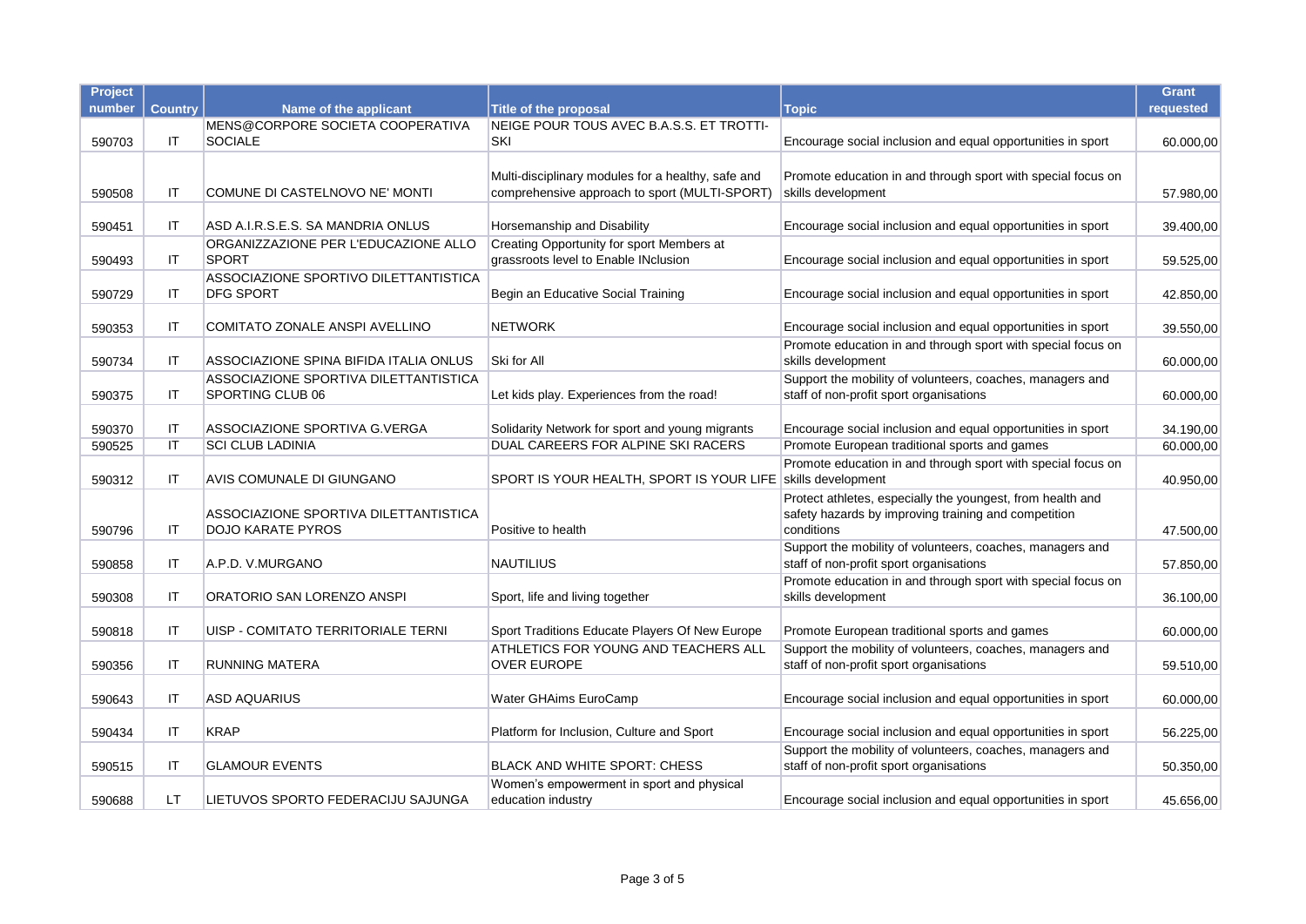| Project number | Country | Name of the applicant | Title of the proposal | Topic | Grant requested |
|---|---|---|---|---|---|
| 590703 | IT | MENS@CORPORE SOCIETA COOPERATIVA SOCIALE | NEIGE POUR TOUS AVEC B.A.S.S. ET TROTTI-SKI | Encourage social inclusion and equal opportunities in sport | 60.000,00 |
| 590508 | IT | COMUNE DI CASTELNOVO NE' MONTI | Multi-disciplinary modules for a healthy, safe and comprehensive approach to sport (MULTI-SPORT) | Promote education in and through sport with special focus on skills development | 57.980,00 |
| 590451 | IT | ASD A.I.R.S.E.S. SA MANDRIA ONLUS | Horsemanship and Disability | Encourage social inclusion and equal opportunities in sport | 39.400,00 |
| 590493 | IT | ORGANIZZAZIONE PER L'EDUCAZIONE ALLO SPORT | Creating Opportunity for sport Members at grassroots level to Enable INclusion | Encourage social inclusion and equal opportunities in sport | 59.525,00 |
| 590729 | IT | ASSOCIAZIONE SPORTIVO DILETTANTISTICA DFG SPORT | Begin an Educative Social Training | Encourage social inclusion and equal opportunities in sport | 42.850,00 |
| 590353 | IT | COMITATO ZONALE ANSPI AVELLINO | NETWORK | Encourage social inclusion and equal opportunities in sport | 39.550,00 |
| 590734 | IT | ASSOCIAZIONE SPINA BIFIDA ITALIA ONLUS | Ski for All | Promote education in and through sport with special focus on skills development | 60.000,00 |
| 590375 | IT | ASSOCIAZIONE SPORTIVA DILETTANTISTICA SPORTING CLUB 06 | Let kids play. Experiences from the road! | Support the mobility of volunteers, coaches, managers and staff of non-profit sport organisations | 60.000,00 |
| 590370 | IT | ASSOCIAZIONE SPORTIVA G.VERGA | Solidarity Network for sport and young migrants | Encourage social inclusion and equal opportunities in sport | 34.190,00 |
| 590525 | IT | SCI CLUB LADINIA | DUAL CAREERS FOR ALPINE SKI RACERS | Promote European traditional sports and games | 60.000,00 |
| 590312 | IT | AVIS COMUNALE DI GIUNGANO | SPORT IS YOUR HEALTH, SPORT IS YOUR LIFE | Promote education in and through sport with special focus on skills development | 40.950,00 |
| 590796 | IT | ASSOCIAZIONE SPORTIVA DILETTANTISTICA DOJO KARATE PYROS | Positive to health | Protect athletes, especially the youngest, from health and safety hazards by improving training and competition conditions | 47.500,00 |
| 590858 | IT | A.P.D. V.MURGANO | NAUTILIUS | Support the mobility of volunteers, coaches, managers and staff of non-profit sport organisations | 57.850,00 |
| 590308 | IT | ORATORIO SAN LORENZO ANSPI | Sport, life and living together | Promote education in and through sport with special focus on skills development | 36.100,00 |
| 590818 | IT | UISP - COMITATO TERRITORIALE TERNI | Sport Traditions Educate Players Of New Europe | Promote European traditional sports and games | 60.000,00 |
| 590356 | IT | RUNNING MATERA | ATHLETICS FOR YOUNG AND TEACHERS ALL OVER EUROPE | Support the mobility of volunteers, coaches, managers and staff of non-profit sport organisations | 59.510,00 |
| 590643 | IT | ASD AQUARIUS | Water GHAims EuroCamp | Encourage social inclusion and equal opportunities in sport | 60.000,00 |
| 590434 | IT | KRAP | Platform for Inclusion, Culture and Sport | Encourage social inclusion and equal opportunities in sport | 56.225,00 |
| 590515 | IT | GLAMOUR EVENTS | BLACK AND WHITE SPORT: CHESS | Support the mobility of volunteers, coaches, managers and staff of non-profit sport organisations | 50.350,00 |
| 590688 | LT | LIETUVOS SPORTO FEDERACIJU SAJUNGA | Women's empowerment in sport and physical education industry | Encourage social inclusion and equal opportunities in sport | 45.656,00 |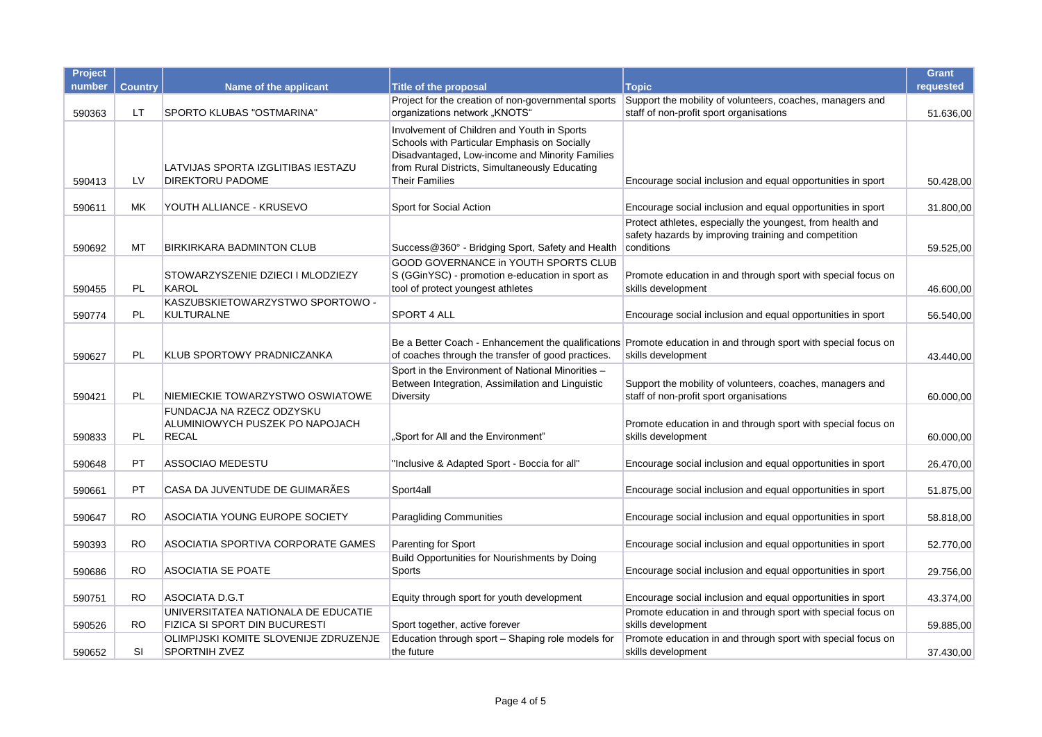| Project number | Country | Name of the applicant | Title of the proposal | Topic | Grant requested |
|---|---|---|---|---|---|
| 590363 | LT | SPORTO KLUBAS "OSTMARINA" | Project for the creation of non-governmental sports organizations network „KNOTS“ | Support the mobility of volunteers, coaches, managers and staff of non-profit sport organisations | 51.636,00 |
| 590413 | LV | LATVIJAS SPORTA IZGLITIBAS IESTAZU DIREKTORU PADOME | Involvement of Children and Youth in Sports Schools with Particular Emphasis on Socially Disadvantaged, Low-income and Minority Families from Rural Districts, Simultaneously Educating Their Families | Encourage social inclusion and equal opportunities in sport | 50.428,00 |
| 590611 | MK | YOUTH ALLIANCE - KRUSEVO | Sport for Social Action | Encourage social inclusion and equal opportunities in sport | 31.800,00 |
| 590692 | MT | BIRKIRKARA BADMINTON CLUB | Success@360° - Bridging Sport, Safety and Health | Protect athletes, especially the youngest, from health and safety hazards by improving training and competition conditions | 59.525,00 |
| 590455 | PL | STOWARZYSZENIE DZIECI I MLODZIEZY KAROL | GOOD GOVERNANCE in YOUTH SPORTS CLUBS (GGinYSC) - promotion e-education in sport as tool of protect youngest athletes | Promote education in and through sport with special focus on skills development | 46.600,00 |
| 590774 | PL | KASZUBSKIETOWARZYSTWO SPORTOWO - KULTURALNE | SPORT 4 ALL | Encourage social inclusion and equal opportunities in sport | 56.540,00 |
| 590627 | PL | KLUB SPORTOWY PRADNICZANKA | Be a Better Coach - Enhancement the qualifications of coaches through the transfer of good practices. | Promote education in and through sport with special focus on skills development | 43.440,00 |
| 590421 | PL | NIEMIECKIE TOWARZYSTWO OSWIATOWE | Sport in the Environment of National Minorities – Between Integration, Assimilation and Linguistic Diversity | Support the mobility of volunteers, coaches, managers and staff of non-profit sport organisations | 60.000,00 |
| 590833 | PL | FUNDACJA NA RZECZ ODZYSKU ALUMINIOWYCH PUSZEK PO NAPOJACH RECAL | „Sport for All and the Environment" | Promote education in and through sport with special focus on skills development | 60.000,00 |
| 590648 | PT | ASSOCIAO MEDESTU | "Inclusive & Adapted Sport - Boccia for all" | Encourage social inclusion and equal opportunities in sport | 26.470,00 |
| 590661 | PT | CASA DA JUVENTUDE DE GUIMARÃES | Sport4all | Encourage social inclusion and equal opportunities in sport | 51.875,00 |
| 590647 | RO | ASOCIATIA YOUNG EUROPE SOCIETY | Paragliding Communities | Encourage social inclusion and equal opportunities in sport | 58.818,00 |
| 590393 | RO | ASOCIATIA SPORTIVA CORPORATE GAMES | Parenting for Sport | Encourage social inclusion and equal opportunities in sport | 52.770,00 |
| 590686 | RO | ASOCIATIA SE POATE | Build Opportunities for Nourishments by Doing Sports | Encourage social inclusion and equal opportunities in sport | 29.756,00 |
| 590751 | RO | ASOCIATA D.G.T | Equity through sport for youth development | Encourage social inclusion and equal opportunities in sport | 43.374,00 |
| 590526 | RO | UNIVERSITATEA NATIONALA DE EDUCATIE FIZICA SI SPORT DIN BUCURESTI | Sport together, active forever | Promote education in and through sport with special focus on skills development | 59.885,00 |
| 590652 | SI | OLIMPIJSKI KOMITE SLOVENIJE ZDRUZENJE SPORTNIH ZVEZ | Education through sport – Shaping role models for the future | Promote education in and through sport with special focus on skills development | 37.430,00 |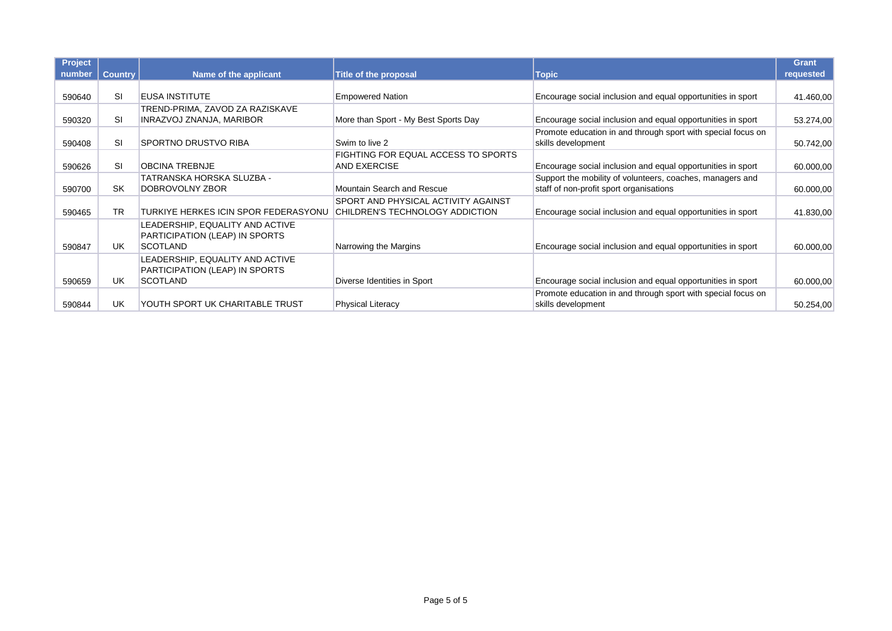| Project number | Country | Name of the applicant | Title of the proposal | Topic | Grant requested |
|---|---|---|---|---|---|
| 590640 | SI | EUSA INSTITUTE | Empowered Nation | Encourage social inclusion and equal opportunities in sport | 41.460,00 |
| 590320 | SI | TREND-PRIMA, ZAVOD ZA RAZISKAVE INRAZVOJ ZNANJA, MARIBOR | More than Sport - My Best Sports Day | Encourage social inclusion and equal opportunities in sport | 53.274,00 |
| 590408 | SI | SPORTNO DRUSTVO RIBA | Swim to live 2 | Promote education in and through sport with special focus on skills development | 50.742,00 |
| 590626 | SI | OBCINA TREBNJE | FIGHTING FOR EQUAL ACCESS TO SPORTS AND EXERCISE | Encourage social inclusion and equal opportunities in sport | 60.000,00 |
| 590700 | SK | TATRANSKA HORSKA SLUZBA - DOBROVOLNY ZBOR | Mountain Search and Rescue | Support the mobility of volunteers, coaches, managers and staff of non-profit sport organisations | 60.000,00 |
| 590465 | TR | TURKIYE HERKES ICIN SPOR FEDERASYONU | SPORT AND PHYSICAL ACTIVITY AGAINST CHILDREN'S TECHNOLOGY ADDICTION | Encourage social inclusion and equal opportunities in sport | 41.830,00 |
| 590847 | UK | LEADERSHIP, EQUALITY AND ACTIVE PARTICIPATION (LEAP) IN SPORTS SCOTLAND | Narrowing the Margins | Encourage social inclusion and equal opportunities in sport | 60.000,00 |
| 590659 | UK | LEADERSHIP, EQUALITY AND ACTIVE PARTICIPATION (LEAP) IN SPORTS SCOTLAND | Diverse Identities in Sport | Encourage social inclusion and equal opportunities in sport | 60.000,00 |
| 590844 | UK | YOUTH SPORT UK CHARITABLE TRUST | Physical Literacy | Promote education in and through sport with special focus on skills development | 50.254,00 |